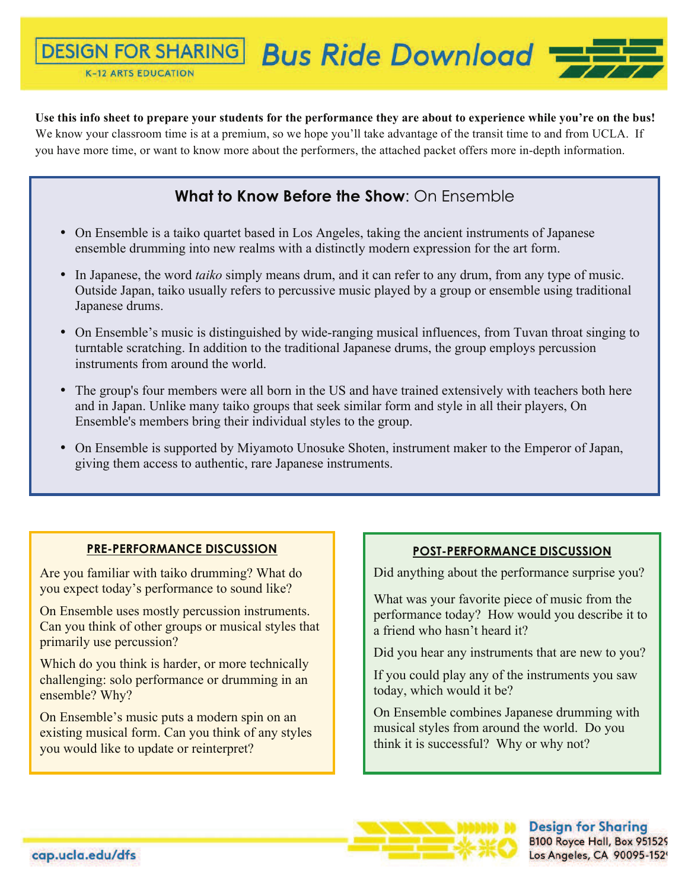# DESIGN FOR SHARING — Bus Ride Download

K-12 ARTS EDUCATION

**Use this info sheet to prepare your students for the performance they are about to experience while you're on the bus!** We know your classroom time is at a premium, so we hope you'll take advantage of the transit time to and from UCLA. If you have more time, or want to know more about the performers, the attached packet offers more in-depth information.

## What to Know Before the Show: On Ensemble

- On Ensemble is a taiko quartet based in Los Angeles, taking the ancient instruments of Japanese ensemble drumming into new realms with a distinctly modern expression for the art form.
- In Japanese, the word *taiko* simply means drum, and it can refer to any drum, from any type of music. Outside Japan, taiko usually refers to percussive music played by a group or ensemble using traditional Japanese drums.
- On Ensemble's music is distinguished by wide-ranging musical influences, from Tuvan throat singing to turntable scratching. In addition to the traditional Japanese drums, the group employs percussion instruments from around the world.
- The group's four members were all born in the US and have trained extensively with teachers both here and in Japan. Unlike many taiko groups that seek similar form and style in all their players, On Ensemble's members bring their individual styles to the group.
- On Ensemble is supported by Miyamoto Unosuke Shoten, instrument maker to the Emperor of Japan, giving them access to authentic, rare Japanese instruments.

### PRE-PERFORMANCE DISCUSSION

Are you familiar with taiko drumming? What do you expect today's performance to sound like?

On Ensemble uses mostly percussion instruments. Can you think of other groups or musical styles that primarily use percussion?

Which do you think is harder, or more technically challenging: solo performance or drumming in an ensemble? Why?

On Ensemble's music puts a modern spin on an existing musical form. Can you think of any styles you would like to update or reinterpret?

### POST-PERFORMANCE DISCUSSION

Did anything about the performance surprise you?

What was your favorite piece of music from the performance today? How would you describe it to a friend who hasn't heard it?

Did you hear any instruments that are new to you?

If you could play any of the instruments you saw today, which would it be?

On Ensemble combines Japanese drumming with musical styles from around the world. Do you think it is successful? Why or why not?

cap.ucla.edu/dfs

**Design for Sharing**
B100 Royce Hall, Box 951529
Los Angeles, CA 90095-1529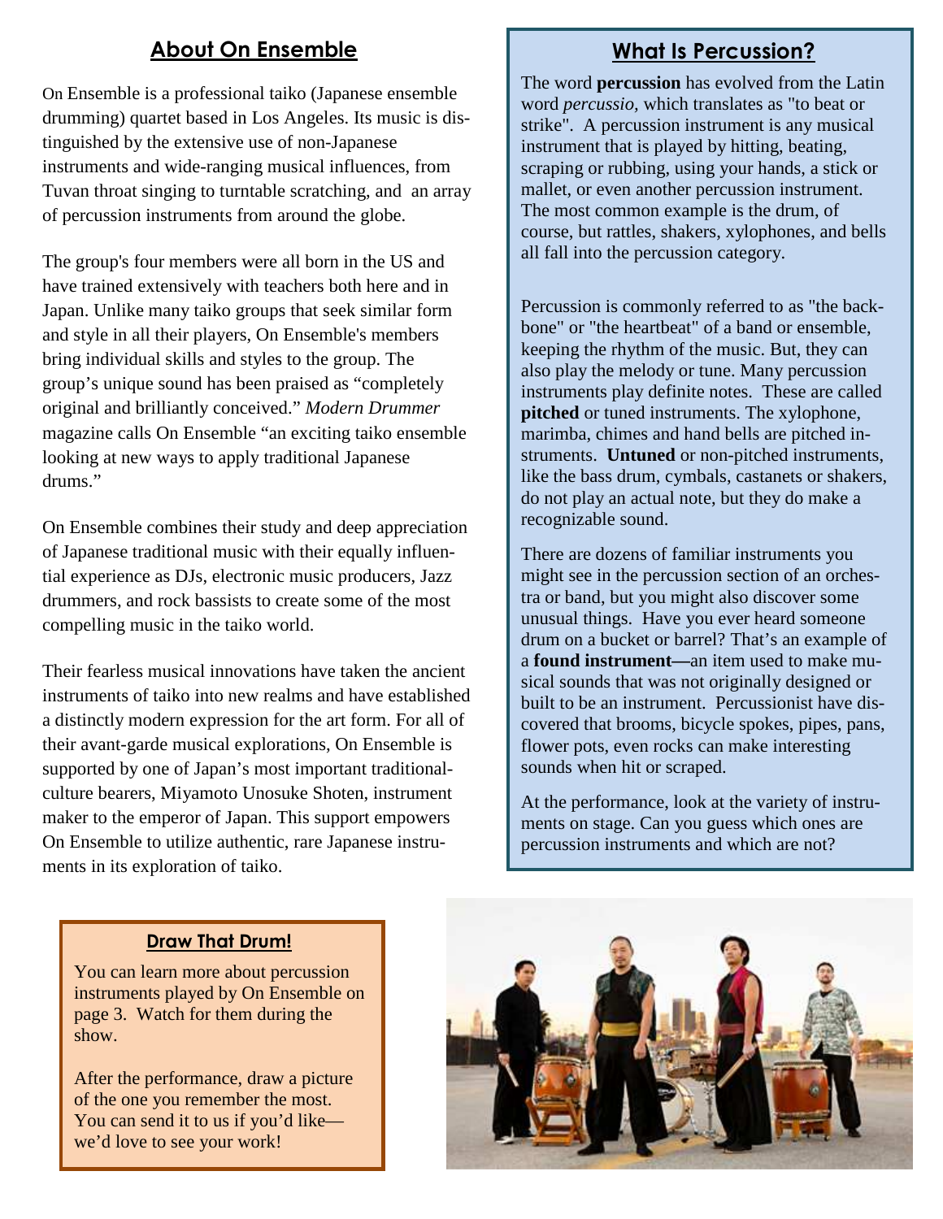## About On Ensemble

On Ensemble is a professional taiko (Japanese ensemble drumming) quartet based in Los Angeles. Its music is distinguished by the extensive use of non-Japanese instruments and wide-ranging musical influences, from Tuvan throat singing to turntable scratching, and an array of percussion instruments from around the globe.

The group's four members were all born in the US and have trained extensively with teachers both here and in Japan. Unlike many taiko groups that seek similar form and style in all their players, On Ensemble's members bring individual skills and styles to the group. The group's unique sound has been praised as "completely original and brilliantly conceived." *Modern Drummer* magazine calls On Ensemble "an exciting taiko ensemble looking at new ways to apply traditional Japanese drums."

On Ensemble combines their study and deep appreciation of Japanese traditional music with their equally influential experience as DJs, electronic music producers, Jazz drummers, and rock bassists to create some of the most compelling music in the taiko world.

Their fearless musical innovations have taken the ancient instruments of taiko into new realms and have established a distinctly modern expression for the art form. For all of their avant-garde musical explorations, On Ensemble is supported by one of Japan's most important traditional-culture bearers, Miyamoto Unosuke Shoten, instrument maker to the emperor of Japan. This support empowers On Ensemble to utilize authentic, rare Japanese instruments in its exploration of taiko.

## What Is Percussion?

The word **percussion** has evolved from the Latin word *percussio,* which translates as "to beat or strike". A percussion instrument is any musical instrument that is played by hitting, beating, scraping or rubbing, using your hands, a stick or mallet, or even another percussion instrument. The most common example is the drum, of course, but rattles, shakers, xylophones, and bells all fall into the percussion category.

Percussion is commonly referred to as "the backbone" or "the heartbeat" of a band or ensemble, keeping the rhythm of the music. But, they can also play the melody or tune. Many percussion instruments play definite notes. These are called **pitched** or tuned instruments. The xylophone, marimba, chimes and hand bells are pitched instruments. **Untuned** or non-pitched instruments, like the bass drum, cymbals, castanets or shakers, do not play an actual note, but they do make a recognizable sound.

There are dozens of familiar instruments you might see in the percussion section of an orchestra or band, but you might also discover some unusual things. Have you ever heard someone drum on a bucket or barrel? That's an example of a **found instrument—**an item used to make musical sounds that was not originally designed or built to be an instrument. Percussionist have discovered that brooms, bicycle spokes, pipes, pans, flower pots, even rocks can make interesting sounds when hit or scraped.

At the performance, look at the variety of instruments on stage. Can you guess which ones are percussion instruments and which are not?

### Draw That Drum!

You can learn more about percussion instruments played by On Ensemble on page 3. Watch for them during the show.

After the performance, draw a picture of the one you remember the most. You can send it to us if you'd like—we'd love to see your work!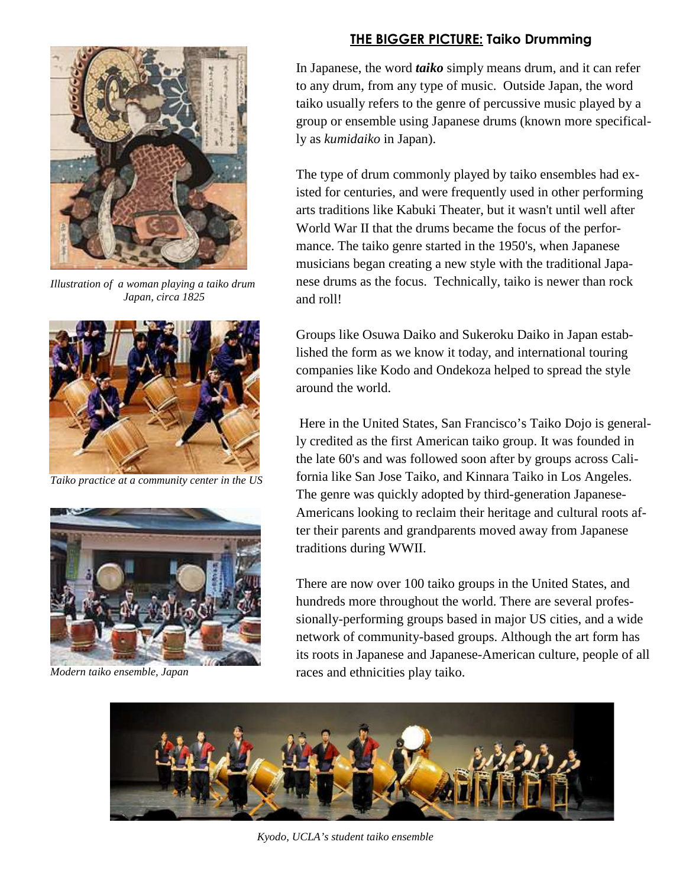## THE BIGGER PICTURE: Taiko Drumming

In Japanese, the word ***taiko*** simply means drum, and it can refer to any drum, from any type of music. Outside Japan, the word taiko usually refers to the genre of percussive music played by a group or ensemble using Japanese drums (known more specifically as *kumidaiko* in Japan).

The type of drum commonly played by taiko ensembles had existed for centuries, and were frequently used in other performing arts traditions like Kabuki Theater, but it wasn't until well after World War II that the drums became the focus of the performance. The taiko genre started in the 1950's, when Japanese musicians began creating a new style with the traditional Japanese drums as the focus. Technically, taiko is newer than rock and roll!

Groups like Osuwa Daiko and Sukeroku Daiko in Japan established the form as we know it today, and international touring companies like Kodo and Ondekoza helped to spread the style around the world.

Here in the United States, San Francisco's Taiko Dojo is generally credited as the first American taiko group. It was founded in the late 60's and was followed soon after by groups across California like San Jose Taiko, and Kinnara Taiko in Los Angeles. The genre was quickly adopted by third-generation Japanese-Americans looking to reclaim their heritage and cultural roots after their parents and grandparents moved away from Japanese traditions during WWII.

There are now over 100 taiko groups in the United States, and hundreds more throughout the world. There are several professionally-performing groups based in major US cities, and a wide network of community-based groups. Although the art form has its roots in Japanese and Japanese-American culture, people of all races and ethnicities play taiko.

*Illustration of a woman playing a taiko drum Japan, circa 1825*

*Taiko practice at a community center in the US*

*Modern taiko ensemble, Japan*

*Kyodo, UCLA's student taiko ensemble*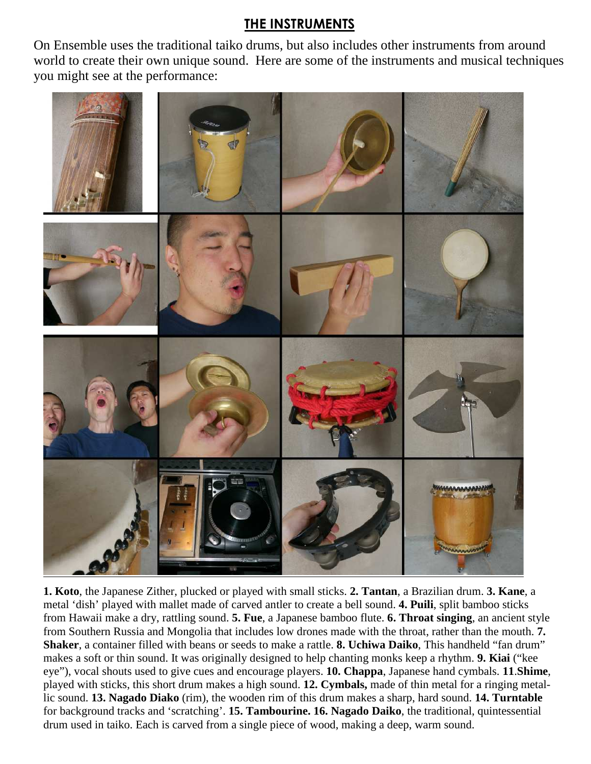## THE INSTRUMENTS

On Ensemble uses the traditional taiko drums, but also includes other instruments from around world to create their own unique sound. Here are some of the instruments and musical techniques you might see at the performance:

**1. Koto**, the Japanese Zither, plucked or played with small sticks. **2. Tantan**, a Brazilian drum. **3. Kane**, a metal 'dish' played with mallet made of carved antler to create a bell sound. **4. Puili**, split bamboo sticks from Hawaii make a dry, rattling sound. **5. Fue**, a Japanese bamboo flute. **6. Throat singing**, an ancient style from Southern Russia and Mongolia that includes low drones made with the throat, rather than the mouth. **7. Shaker**, a container filled with beans or seeds to make a rattle. **8. Uchiwa Daiko**, This handheld "fan drum" makes a soft or thin sound. It was originally designed to help chanting monks keep a rhythm. **9. Kiai** ("kee eye"), vocal shouts used to give cues and encourage players. **10. Chappa**, Japanese hand cymbals. **11**.**Shime**, played with sticks, this short drum makes a high sound. **12. Cymbals,** made of thin metal for a ringing metallic sound. **13. Nagado Diako** (rim), the wooden rim of this drum makes a sharp, hard sound. **14. Turntable** for background tracks and 'scratching'. **15. Tambourine. 16. Nagado Daiko**, the traditional, quintessential drum used in taiko. Each is carved from a single piece of wood, making a deep, warm sound.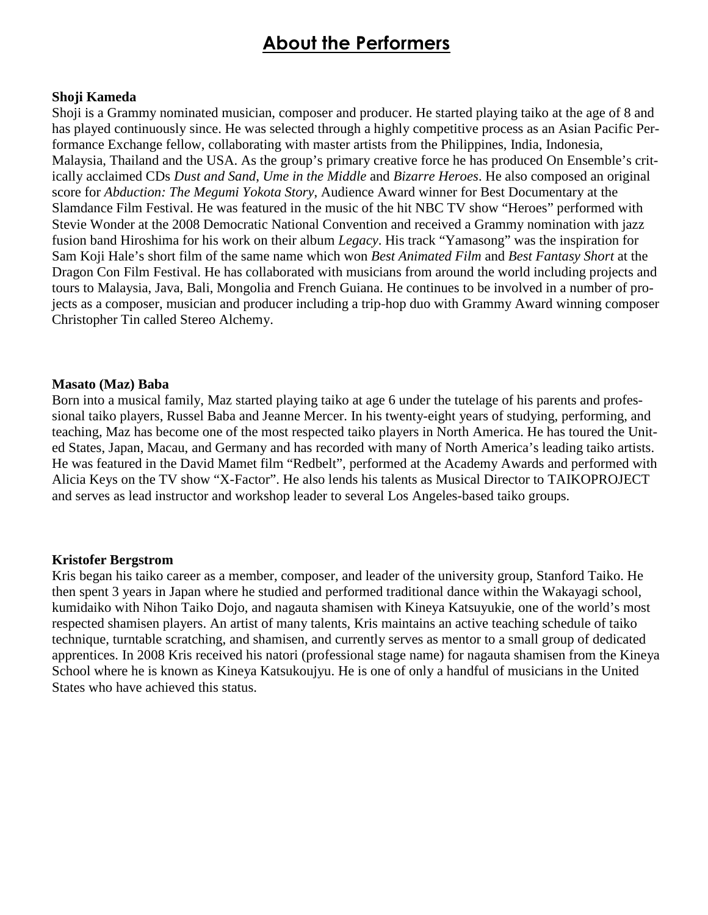# About the Performers

**Shoji Kameda**

Shoji is a Grammy nominated musician, composer and producer. He started playing taiko at the age of 8 and has played continuously since. He was selected through a highly competitive process as an Asian Pacific Performance Exchange fellow, collaborating with master artists from the Philippines, India, Indonesia, Malaysia, Thailand and the USA. As the group's primary creative force he has produced On Ensemble's critically acclaimed CDs *Dust and Sand*, *Ume in the Middle* and *Bizarre Heroes*. He also composed an original score for *Abduction: The Megumi Yokota Story*, Audience Award winner for Best Documentary at the Slamdance Film Festival. He was featured in the music of the hit NBC TV show "Heroes" performed with Stevie Wonder at the 2008 Democratic National Convention and received a Grammy nomination with jazz fusion band Hiroshima for his work on their album *Legacy*. His track "Yamasong" was the inspiration for Sam Koji Hale's short film of the same name which won *Best Animated Film* and *Best Fantasy Short* at the Dragon Con Film Festival. He has collaborated with musicians from around the world including projects and tours to Malaysia, Java, Bali, Mongolia and French Guiana. He continues to be involved in a number of projects as a composer, musician and producer including a trip-hop duo with Grammy Award winning composer Christopher Tin called Stereo Alchemy.

**Masato (Maz) Baba**

Born into a musical family, Maz started playing taiko at age 6 under the tutelage of his parents and professional taiko players, Russel Baba and Jeanne Mercer. In his twenty-eight years of studying, performing, and teaching, Maz has become one of the most respected taiko players in North America. He has toured the United States, Japan, Macau, and Germany and has recorded with many of North America's leading taiko artists. He was featured in the David Mamet film "Redbelt", performed at the Academy Awards and performed with Alicia Keys on the TV show "X-Factor". He also lends his talents as Musical Director to TAIKOPROJECT and serves as lead instructor and workshop leader to several Los Angeles-based taiko groups.

**Kristofer Bergstrom**

Kris began his taiko career as a member, composer, and leader of the university group, Stanford Taiko. He then spent 3 years in Japan where he studied and performed traditional dance within the Wakayagi school, kumidaiko with Nihon Taiko Dojo, and nagauta shamisen with Kineya Katsuyukie, one of the world's most respected shamisen players. An artist of many talents, Kris maintains an active teaching schedule of taiko technique, turntable scratching, and shamisen, and currently serves as mentor to a small group of dedicated apprentices. In 2008 Kris received his natori (professional stage name) for nagauta shamisen from the Kineya School where he is known as Kineya Katsukoujyu. He is one of only a handful of musicians in the United States who have achieved this status.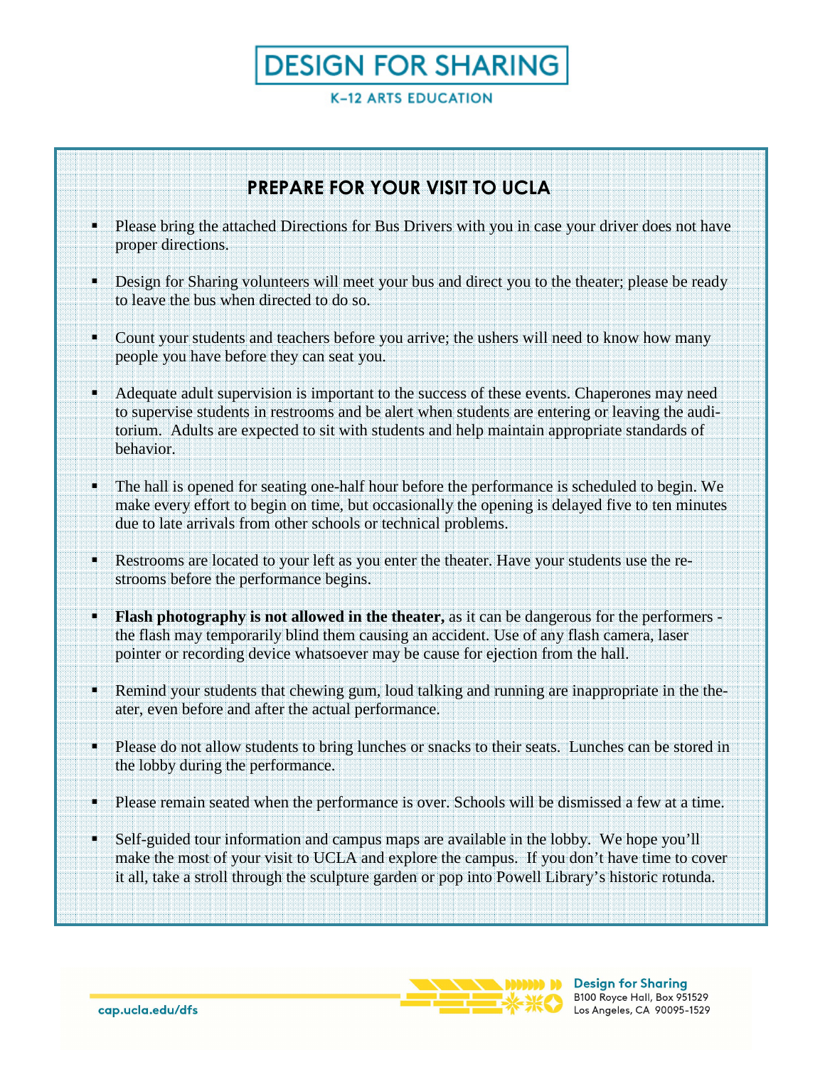# DESIGN FOR SHARING

K–12 ARTS EDUCATION

## PREPARE FOR YOUR VISIT TO UCLA

- Please bring the attached Directions for Bus Drivers with you in case your driver does not have proper directions.
- Design for Sharing volunteers will meet your bus and direct you to the theater; please be ready to leave the bus when directed to do so.
- Count your students and teachers before you arrive; the ushers will need to know how many people you have before they can seat you.
- Adequate adult supervision is important to the success of these events. Chaperones may need to supervise students in restrooms and be alert when students are entering or leaving the auditorium. Adults are expected to sit with students and help maintain appropriate standards of behavior.
- The hall is opened for seating one-half hour before the performance is scheduled to begin. We make every effort to begin on time, but occasionally the opening is delayed five to ten minutes due to late arrivals from other schools or technical problems.
- Restrooms are located to your left as you enter the theater. Have your students use the restrooms before the performance begins.
- **Flash photography is not allowed in the theater,** as it can be dangerous for the performers - the flash may temporarily blind them causing an accident. Use of any flash camera, laser pointer or recording device whatsoever may be cause for ejection from the hall.
- Remind your students that chewing gum, loud talking and running are inappropriate in the theater, even before and after the actual performance.
- Please do not allow students to bring lunches or snacks to their seats. Lunches can be stored in the lobby during the performance.
- Please remain seated when the performance is over. Schools will be dismissed a few at a time.
- Self-guided tour information and campus maps are available in the lobby. We hope you'll make the most of your visit to UCLA and explore the campus. If you don't have time to cover it all, take a stroll through the sculpture garden or pop into Powell Library's historic rotunda.

cap.ucla.edu/dfs

**Design for Sharing**
B100 Royce Hall, Box 951529
Los Angeles, CA 90095-1529